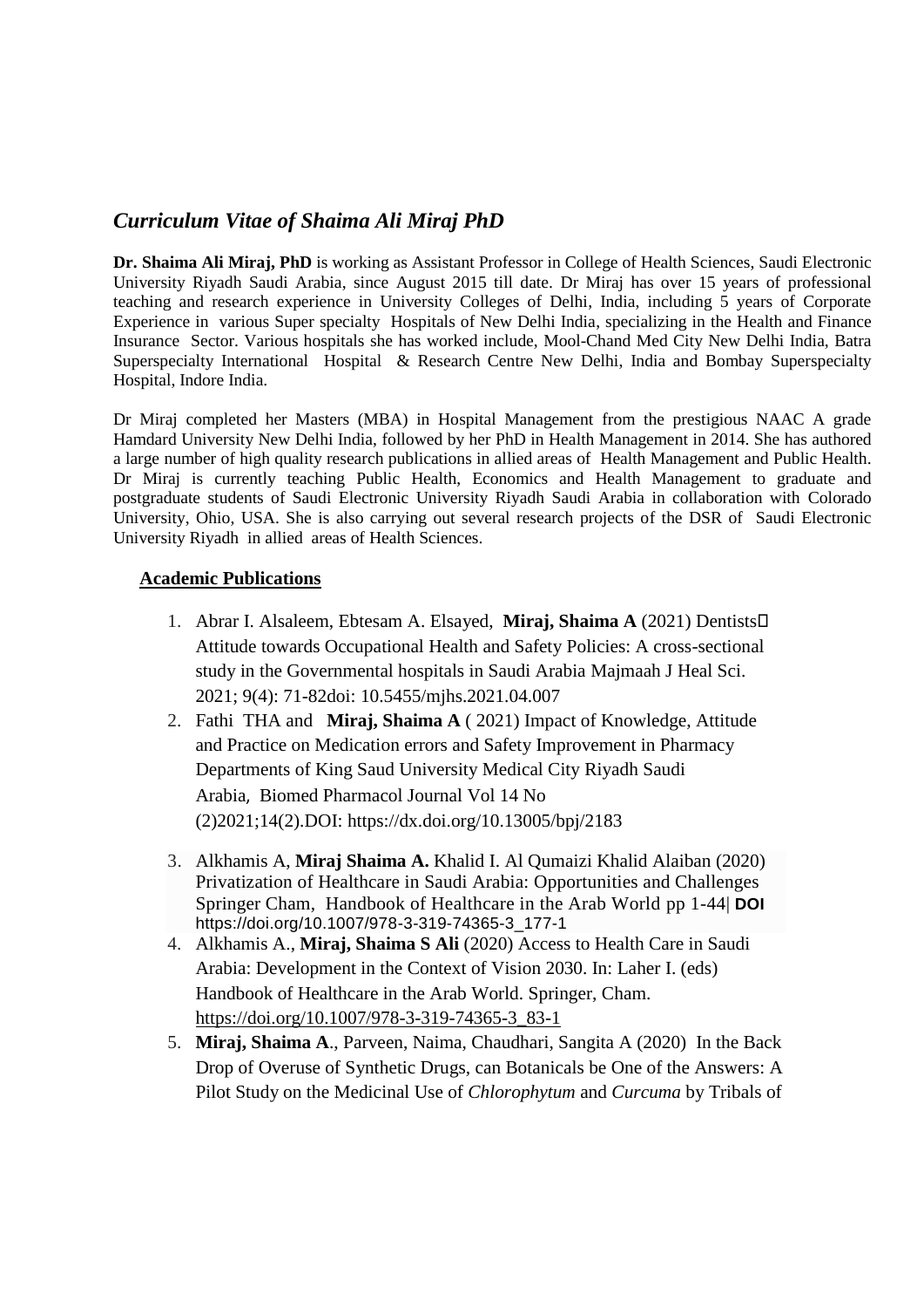## *Curriculum Vitae of Shaima Ali Miraj PhD*

**Dr. Shaima Ali Miraj, PhD** is working as Assistant Professor in College of Health Sciences, Saudi Electronic University Riyadh Saudi Arabia, since August 2015 till date. Dr Miraj has over 15 years of professional teaching and research experience in University Colleges of Delhi, India, including 5 years of Corporate Experience in various Super specialty Hospitals of New Delhi India, specializing in the Health and Finance Insurance Sector. Various hospitals she has worked include, Mool-Chand Med City New Delhi India, Batra Superspecialty International Hospital & Research Centre New Delhi, India and Bombay Superspecialty Hospital, Indore India.

Dr Miraj completed her Masters (MBA) in Hospital Management from the prestigious NAAC A grade Hamdard University New Delhi India, followed by her PhD in Health Management in 2014. She has authored a large number of high quality research publications in allied areas of Health Management and Public Health. Dr Miraj is currently teaching Public Health, Economics and Health Management to graduate and postgraduate students of Saudi Electronic University Riyadh Saudi Arabia in collaboration with Colorado University, Ohio, USA. She is also carrying out several research projects of the DSR of Saudi Electronic University Riyadh in allied areas of Health Sciences.

### Academic Publications

1. Abrar I. Alsaleem, Ebtesam A. Elsayed, **Miraj, Shaima A** (2021) Dentists Attitude towards Occupational Health and Safety Policies: A cross-sectional study in the Governmental hospitals in Saudi Arabia Majmaah J Heal Sci. 2021; 9(4): 71-82doi: 10.5455/mjhs.2021.04.007
2. Fathi THA and **Miraj, Shaima A** ( 2021) Impact of Knowledge, Attitude and Practice on Medication errors and Safety Improvement in Pharmacy Departments of King Saud University Medical City Riyadh Saudi Arabia, Biomed Pharmacol Journal Vol 14 No (2)2021;14(2).DOI: https://dx.doi.org/10.13005/bpj/2183
3. Alkhamis A, **Miraj Shaima A.** Khalid I. Al Qumaizi Khalid Alaiban (2020) Privatization of Healthcare in Saudi Arabia: Opportunities and Challenges Springer Cham, Handbook of Healthcare in the Arab World pp 1-44| **DOI** https://doi.org/10.1007/978-3-319-74365-3_177-1
4. Alkhamis A., **Miraj, Shaima S Ali** (2020) Access to Health Care in Saudi Arabia: Development in the Context of Vision 2030. In: Laher I. (eds) Handbook of Healthcare in the Arab World. Springer, Cham. https://doi.org/10.1007/978-3-319-74365-3_83-1
5. **Miraj, Shaima A**., Parveen, Naima, Chaudhari, Sangita A (2020) In the Back Drop of Overuse of Synthetic Drugs, can Botanicals be One of the Answers: A Pilot Study on the Medicinal Use of *Chlorophytum* and *Curcuma* by Tribals of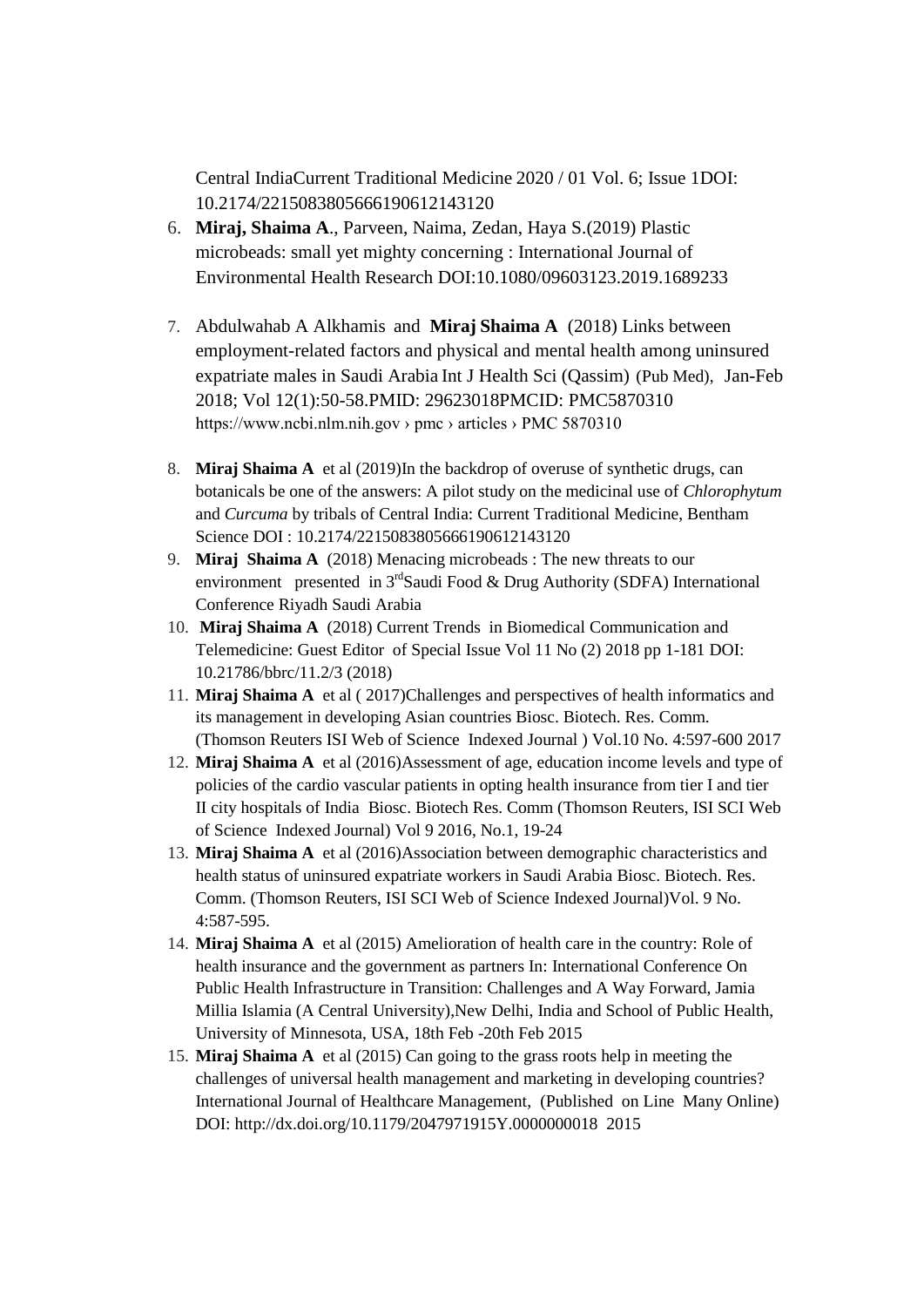Central IndiaCurrent Traditional Medicine 2020 / 01 Vol. 6; Issue 1DOI: 10.2174/2215083805666190612143120

6. **Miraj, Shaima A**., Parveen, Naima, Zedan, Haya S.(2019) Plastic microbeads: small yet mighty concerning : International Journal of Environmental Health Research DOI:10.1080/09603123.2019.1689233

7. Abdulwahab A Alkhamis and **Miraj Shaima A** (2018) Links between employment-related factors and physical and mental health among uninsured expatriate males in Saudi Arabia Int J Health Sci (Qassim) (Pub Med), Jan-Feb 2018; Vol 12(1):50-58.PMID: 29623018PMCID: PMC5870310 https://www.ncbi.nlm.nih.gov › pmc › articles › PMC 5870310

8. **Miraj Shaima A** et al (2019)In the backdrop of overuse of synthetic drugs, can botanicals be one of the answers: A pilot study on the medicinal use of *Chlorophytum* and *Curcuma* by tribals of Central India: Current Traditional Medicine, Bentham Science DOI : 10.2174/2215083805666190612143120
9. **Miraj Shaima A** (2018) Menacing microbeads : The new threats to our environment presented in 3rd Saudi Food & Drug Authority (SDFA) International Conference Riyadh Saudi Arabia
10. **Miraj Shaima A** (2018) Current Trends in Biomedical Communication and Telemedicine: Guest Editor of Special Issue Vol 11 No (2) 2018 pp 1-181 DOI: 10.21786/bbrc/11.2/3 (2018)
11. **Miraj Shaima A** et al ( 2017)Challenges and perspectives of health informatics and its management in developing Asian countries Biosc. Biotech. Res. Comm. (Thomson Reuters ISI Web of Science Indexed Journal ) Vol.10 No. 4:597-600 2017
12. **Miraj Shaima A** et al (2016)Assessment of age, education income levels and type of policies of the cardio vascular patients in opting health insurance from tier I and tier II city hospitals of India Biosc. Biotech Res. Comm (Thomson Reuters, ISI SCI Web of Science Indexed Journal) Vol 9 2016, No.1, 19-24
13. **Miraj Shaima A** et al (2016)Association between demographic characteristics and health status of uninsured expatriate workers in Saudi Arabia Biosc. Biotech. Res. Comm. (Thomson Reuters, ISI SCI Web of Science Indexed Journal)Vol. 9 No. 4:587-595.
14. **Miraj Shaima A** et al (2015) Amelioration of health care in the country: Role of health insurance and the government as partners In: International Conference On Public Health Infrastructure in Transition: Challenges and A Way Forward, Jamia Millia Islamia (A Central University),New Delhi, India and School of Public Health, University of Minnesota, USA, 18th Feb -20th Feb 2015
15. **Miraj Shaima A** et al (2015) Can going to the grass roots help in meeting the challenges of universal health management and marketing in developing countries? International Journal of Healthcare Management, (Published on Line Many Online) DOI: http://dx.doi.org/10.1179/2047971915Y.0000000018 2015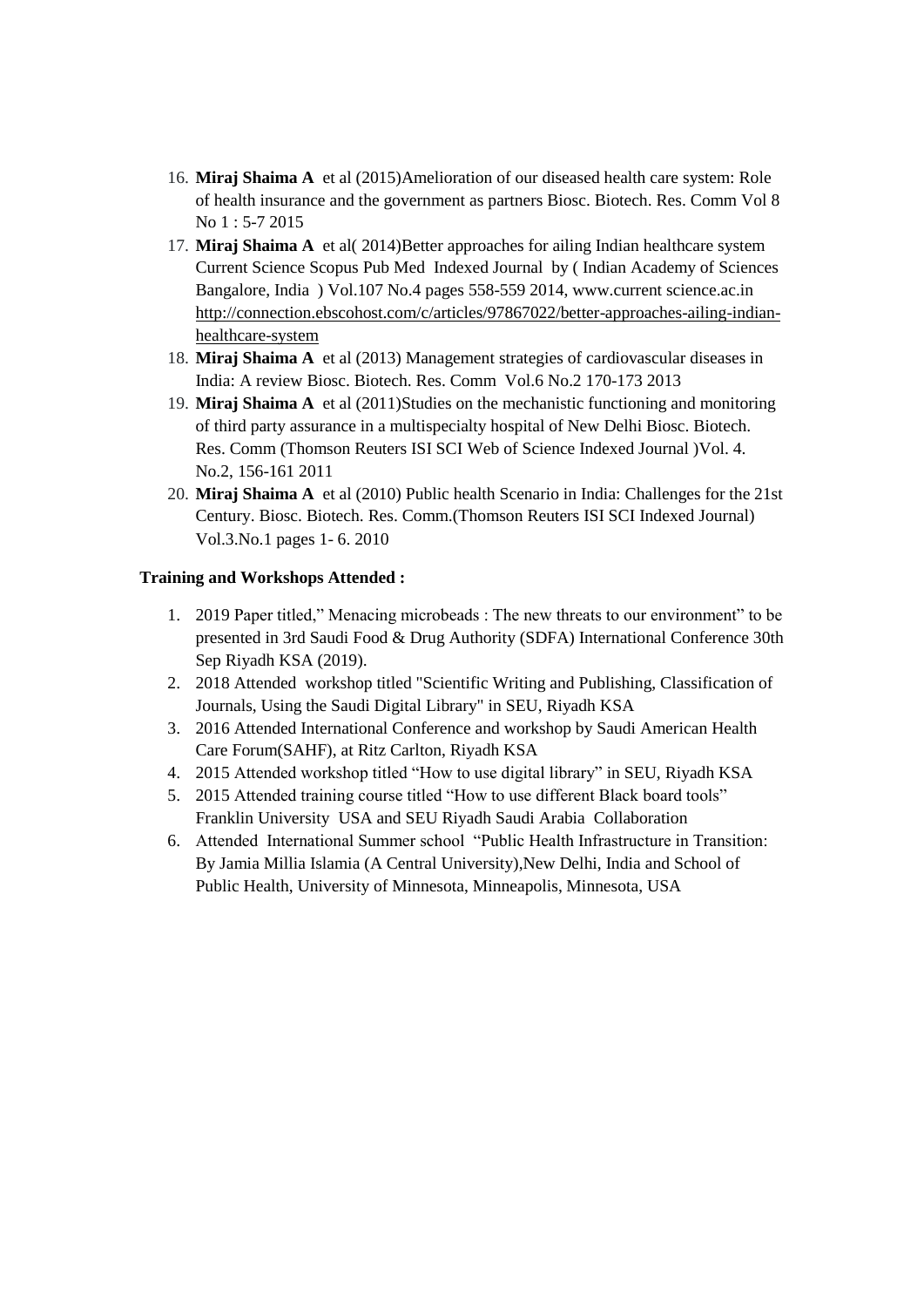16. **Miraj Shaima A** et al (2015)Amelioration of our diseased health care system: Role of health insurance and the government as partners Biosc. Biotech. Res. Comm Vol 8 No 1 : 5-7 2015
17. **Miraj Shaima A** et al( 2014)Better approaches for ailing Indian healthcare system Current Science Scopus Pub Med Indexed Journal by ( Indian Academy of Sciences Bangalore, India ) Vol.107 No.4 pages 558-559 2014, www.current science.ac.in http://connection.ebscohost.com/c/articles/97867022/better-approaches-ailing-indian-healthcare-system
18. **Miraj Shaima A** et al (2013) Management strategies of cardiovascular diseases in India: A review Biosc. Biotech. Res. Comm Vol.6 No.2 170-173 2013
19. **Miraj Shaima A** et al (2011)Studies on the mechanistic functioning and monitoring of third party assurance in a multispecialty hospital of New Delhi Biosc. Biotech. Res. Comm (Thomson Reuters ISI SCI Web of Science Indexed Journal )Vol. 4. No.2, 156-161 2011
20. **Miraj Shaima A** et al (2010) Public health Scenario in India: Challenges for the 21st Century. Biosc. Biotech. Res. Comm.(Thomson Reuters ISI SCI Indexed Journal) Vol.3.No.1 pages 1- 6. 2010

**Training and Workshops Attended :**

1. 2019 Paper titled," Menacing microbeads : The new threats to our environment" to be presented in 3rd Saudi Food & Drug Authority (SDFA) International Conference 30th Sep Riyadh KSA (2019).
2. 2018 Attended workshop titled "Scientific Writing and Publishing, Classification of Journals, Using the Saudi Digital Library" in SEU, Riyadh KSA
3. 2016 Attended International Conference and workshop by Saudi American Health Care Forum(SAHF), at Ritz Carlton, Riyadh KSA
4. 2015 Attended workshop titled "How to use digital library" in SEU, Riyadh KSA
5. 2015 Attended training course titled "How to use different Black board tools" Franklin University USA and SEU Riyadh Saudi Arabia Collaboration
6. Attended International Summer school "Public Health Infrastructure in Transition: By Jamia Millia Islamia (A Central University),New Delhi, India and School of Public Health, University of Minnesota, Minneapolis, Minnesota, USA